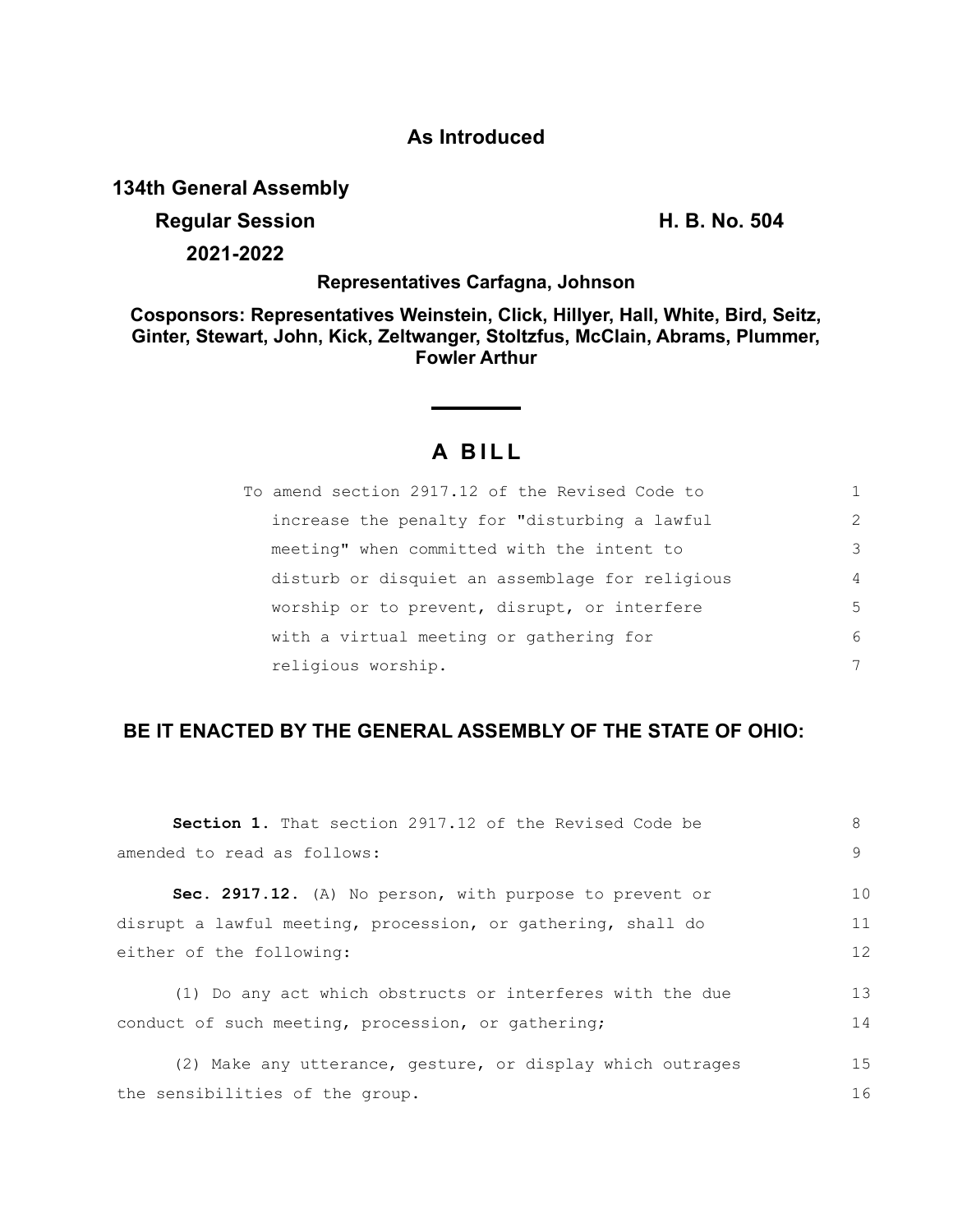**As Introduced**

**134th General Assembly**

**Regular Session** **H. B. No. 504**

**2021-2022**

**Representatives Carfagna, Johnson**

**Cosponsors: Representatives Weinstein, Click, Hillyer, Hall, White, Bird, Seitz, Ginter, Stewart, John, Kick, Zeltwanger, Stoltzfus, McClain, Abrams, Plummer, Fowler Arthur**

# A BILL

To amend section 2917.12 of the Revised Code to increase the penalty for "disturbing a lawful meeting" when committed with the intent to disturb or disquiet an assemblage for religious worship or to prevent, disrupt, or interfere with a virtual meeting or gathering for religious worship.

**BE IT ENACTED BY THE GENERAL ASSEMBLY OF THE STATE OF OHIO:**

**Section 1.** That section 2917.12 of the Revised Code be amended to read as follows:

**Sec. 2917.12.** (A) No person, with purpose to prevent or disrupt a lawful meeting, procession, or gathering, shall do either of the following:

(1) Do any act which obstructs or interferes with the due conduct of such meeting, procession, or gathering;

(2) Make any utterance, gesture, or display which outrages the sensibilities of the group.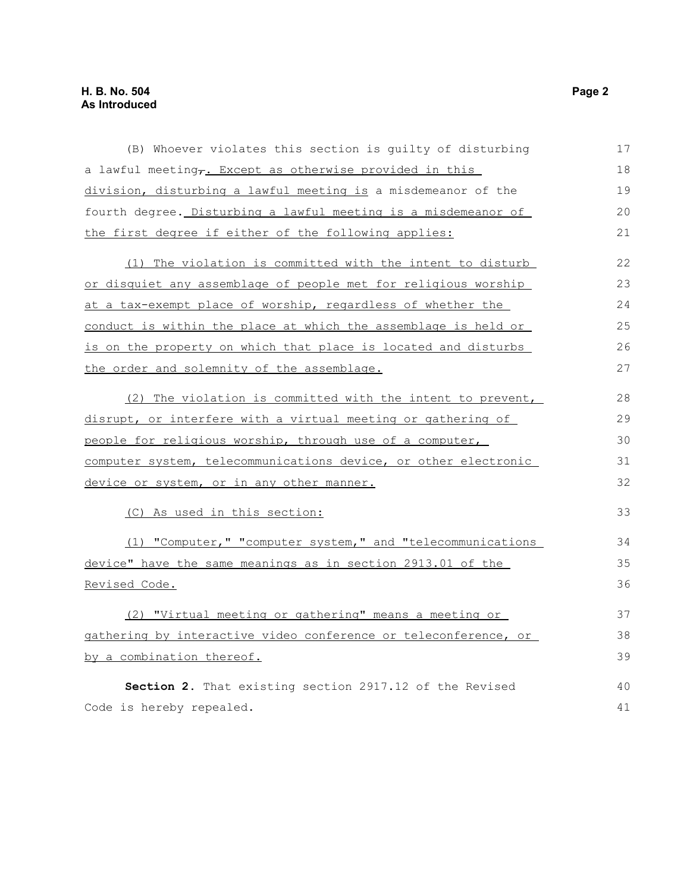(B) Whoever violates this section is guilty of disturbing a lawful meeting,. Except as otherwise provided in this division, disturbing a lawful meeting is a misdemeanor of the fourth degree. Disturbing a lawful meeting is a misdemeanor of the first degree if either of the following applies:

(1) The violation is committed with the intent to disturb or disquiet any assemblage of people met for religious worship at a tax-exempt place of worship, regardless of whether the conduct is within the place at which the assemblage is held or is on the property on which that place is located and disturbs the order and solemnity of the assemblage.

(2) The violation is committed with the intent to prevent, disrupt, or interfere with a virtual meeting or gathering of people for religious worship, through use of a computer, computer system, telecommunications device, or other electronic device or system, or in any other manner.

(C) As used in this section:

(1) "Computer," "computer system," and "telecommunications device" have the same meanings as in section 2913.01 of the Revised Code.

(2) "Virtual meeting or gathering" means a meeting or gathering by interactive video conference or teleconference, or by a combination thereof.

**Section 2.** That existing section 2917.12 of the Revised Code is hereby repealed.